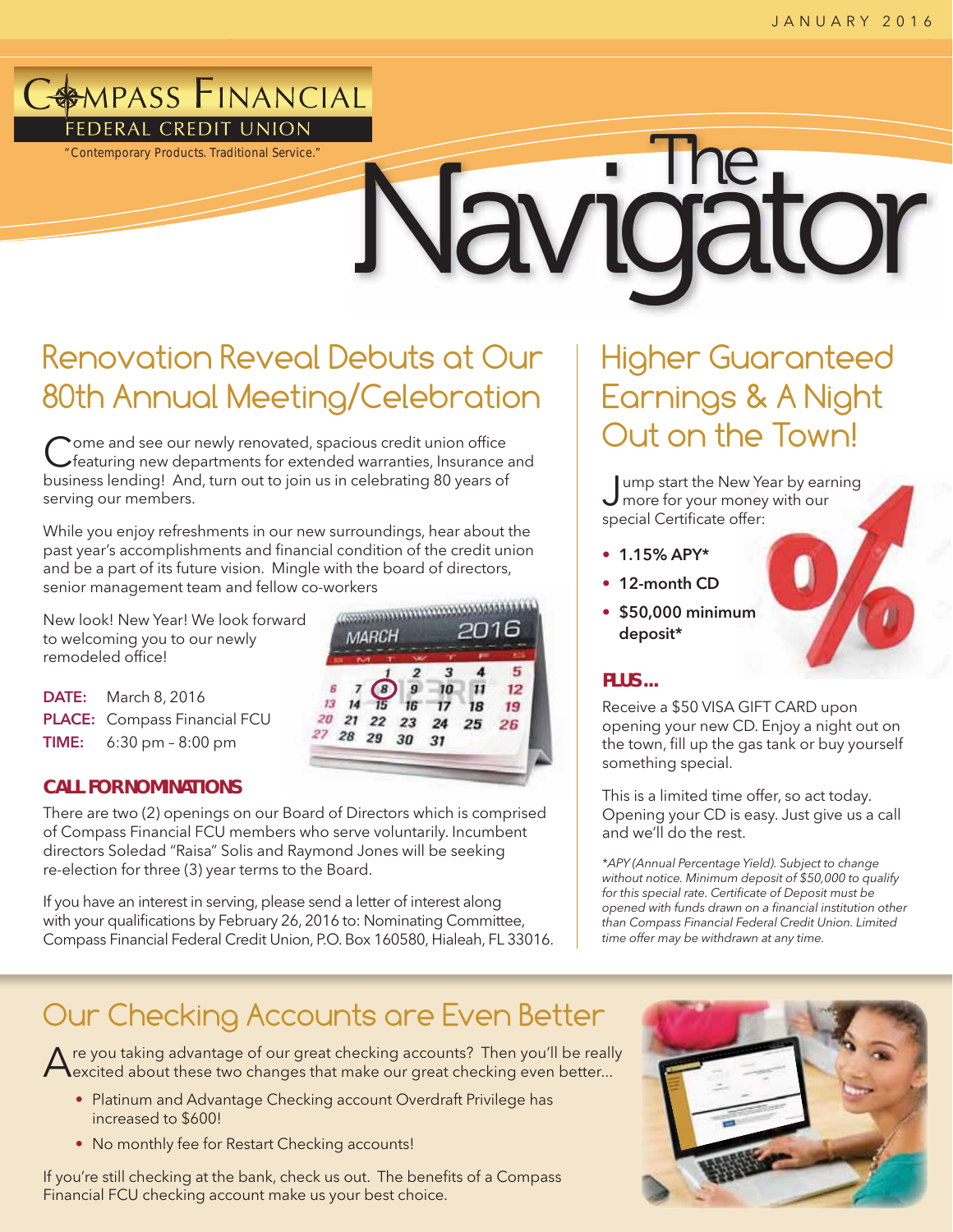JANUARY 2016

# Compass Financial Federal Credit Union

"Contemporary Products. Traditional Service."

# The Navigator

## Renovation Reveal Debuts at Our 80th Annual Meeting/Celebration

Come and see our newly renovated, spacious credit union office featuring new departments for extended warranties, Insurance and business lending! And, turn out to join us in celebrating 80 years of serving our members.

While you enjoy refreshments in our new surroundings, hear about the past year's accomplishments and financial condition of the credit union and be a part of its future vision. Mingle with the board of directors, senior management team and fellow co-workers

New look! New Year! We look forward to welcoming you to our newly remodeled office!

**DATE:** March 8, 2016
**PLACE:** Compass Financial FCU
**TIME:** 6:30 pm – 8:00 pm

### CALL FOR NOMINATIONS

There are two (2) openings on our Board of Directors which is comprised of Compass Financial FCU members who serve voluntarily. Incumbent directors Soledad "Raisa" Solis and Raymond Jones will be seeking re-election for three (3) year terms to the Board.

If you have an interest in serving, please send a letter of interest along with your qualifications by February 26, 2016 to: Nominating Committee, Compass Financial Federal Credit Union, P.O. Box 160580, Hialeah, FL 33016.

## Higher Guaranteed Earnings & A Night Out on the Town!

Jump start the New Year by earning more for your money with our special Certificate offer:

- **1.15% APY***
- **12-month CD**
- **$50,000 minimum deposit***

### PLUS...

Receive a $50 VISA GIFT CARD upon opening your new CD. Enjoy a night out on the town, fill up the gas tank or buy yourself something special.

This is a limited time offer, so act today. Opening your CD is easy. Just give us a call and we'll do the rest.

*\*APY (Annual Percentage Yield). Subject to change without notice. Minimum deposit of $50,000 to qualify for this special rate. Certificate of Deposit must be opened with funds drawn on a financial institution other than Compass Financial Federal Credit Union. Limited time offer may be withdrawn at any time.*

## Our Checking Accounts are Even Better

Are you taking advantage of our great checking accounts? Then you'll be really excited about these two changes that make our great checking even better...

- Platinum and Advantage Checking account Overdraft Privilege has increased to $600!
- No monthly fee for Restart Checking accounts!

If you're still checking at the bank, check us out. The benefits of a Compass Financial FCU checking account make us your best choice.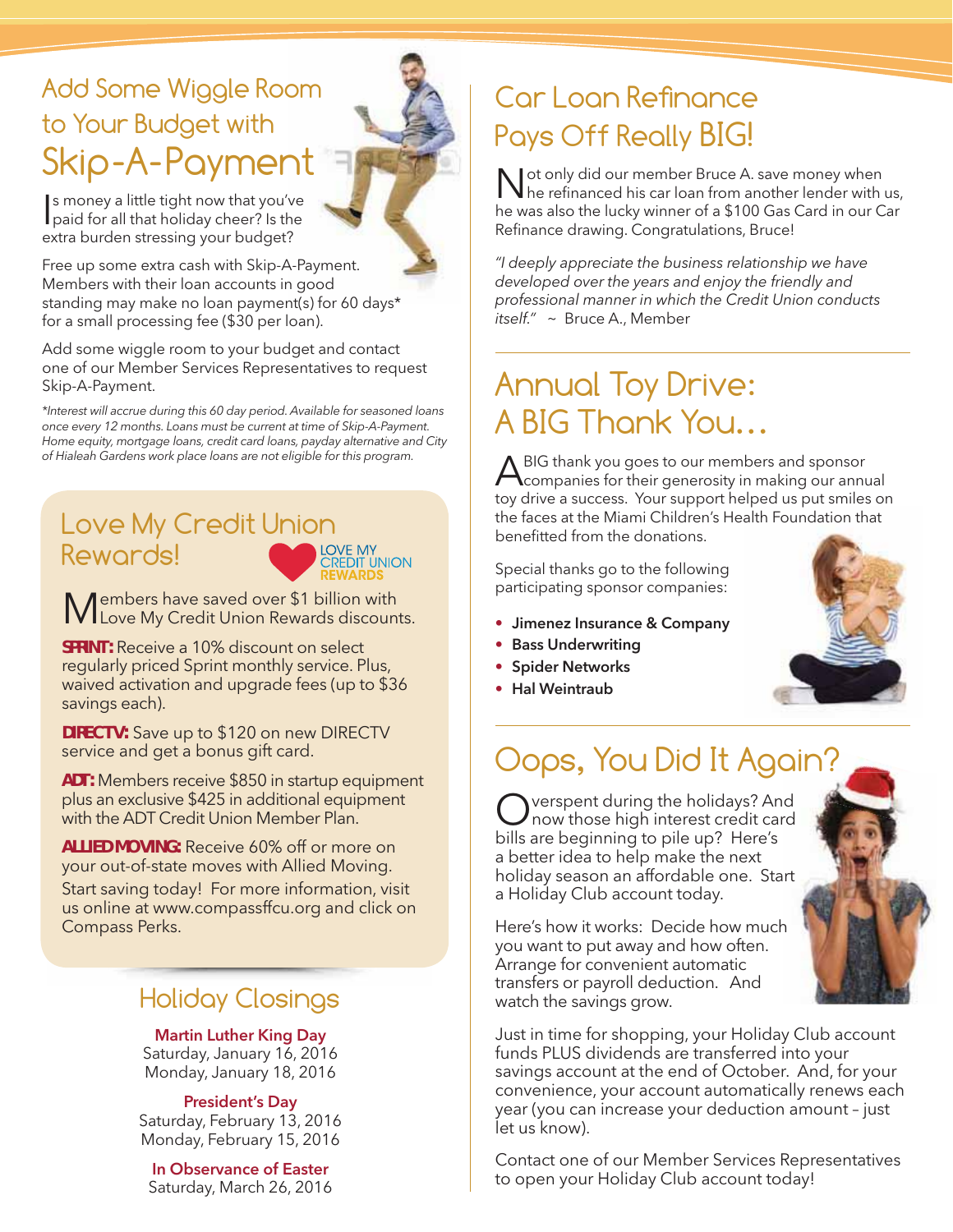## Add Some Wiggle Room to Your Budget with Skip-A-Payment

Is money a little tight now that you've paid for all that holiday cheer? Is the extra burden stressing your budget?

Free up some extra cash with Skip-A-Payment. Members with their loan accounts in good standing may make no loan payment(s) for 60 days* for a small processing fee ($30 per loan).

Add some wiggle room to your budget and contact one of our Member Services Representatives to request Skip-A-Payment.

*\*Interest will accrue during this 60 day period. Available for seasoned loans once every 12 months. Loans must be current at time of Skip-A-Payment. Home equity, mortgage loans, credit card loans, payday alternative and City of Hialeah Gardens work place loans are not eligible for this program.*

## Love My Credit Union Rewards!

LOVE MY CREDIT UNION REWARDS

Members have saved over $1 billion with Love My Credit Union Rewards discounts.

**SPRINT:** Receive a 10% discount on select regularly priced Sprint monthly service. Plus, waived activation and upgrade fees (up to $36 savings each).

**DIRECTV:** Save up to $120 on new DIRECTV service and get a bonus gift card.

**ADT:** Members receive $850 in startup equipment plus an exclusive $425 in additional equipment with the ADT Credit Union Member Plan.

**ALLIED MOVING:** Receive 60% off or more on your out-of-state moves with Allied Moving.

Start saving today! For more information, visit us online at www.compassffcu.org and click on Compass Perks.

## Holiday Closings

**Martin Luther King Day**
Saturday, January 16, 2016
Monday, January 18, 2016

**President's Day**
Saturday, February 13, 2016
Monday, February 15, 2016

**In Observance of Easter**
Saturday, March 26, 2016

## Car Loan Refinance Pays Off Really BIG!

Not only did our member Bruce A. save money when he refinanced his car loan from another lender with us, he was also the lucky winner of a $100 Gas Card in our Car Refinance drawing. Congratulations, Bruce!

*"I deeply appreciate the business relationship we have developed over the years and enjoy the friendly and professional manner in which the Credit Union conducts itself."* ~ Bruce A., Member

## Annual Toy Drive: A BIG Thank You...

A BIG thank you goes to our members and sponsor companies for their generosity in making our annual toy drive a success. Your support helped us put smiles on the faces at the Miami Children's Health Foundation that benefitted from the donations.

Special thanks go to the following participating sponsor companies:

- **Jimenez Insurance & Company**
- **Bass Underwriting**
- **Spider Networks**
- **Hal Weintraub**

## Oops, You Did It Again?

Overspent during the holidays? And now those high interest credit card bills are beginning to pile up? Here's a better idea to help make the next holiday season an affordable one. Start a Holiday Club account today.

Here's how it works: Decide how much you want to put away and how often. Arrange for convenient automatic transfers or payroll deduction. And watch the savings grow.

Just in time for shopping, your Holiday Club account funds PLUS dividends are transferred into your savings account at the end of October. And, for your convenience, your account automatically renews each year (you can increase your deduction amount – just let us know).

Contact one of our Member Services Representatives to open your Holiday Club account today!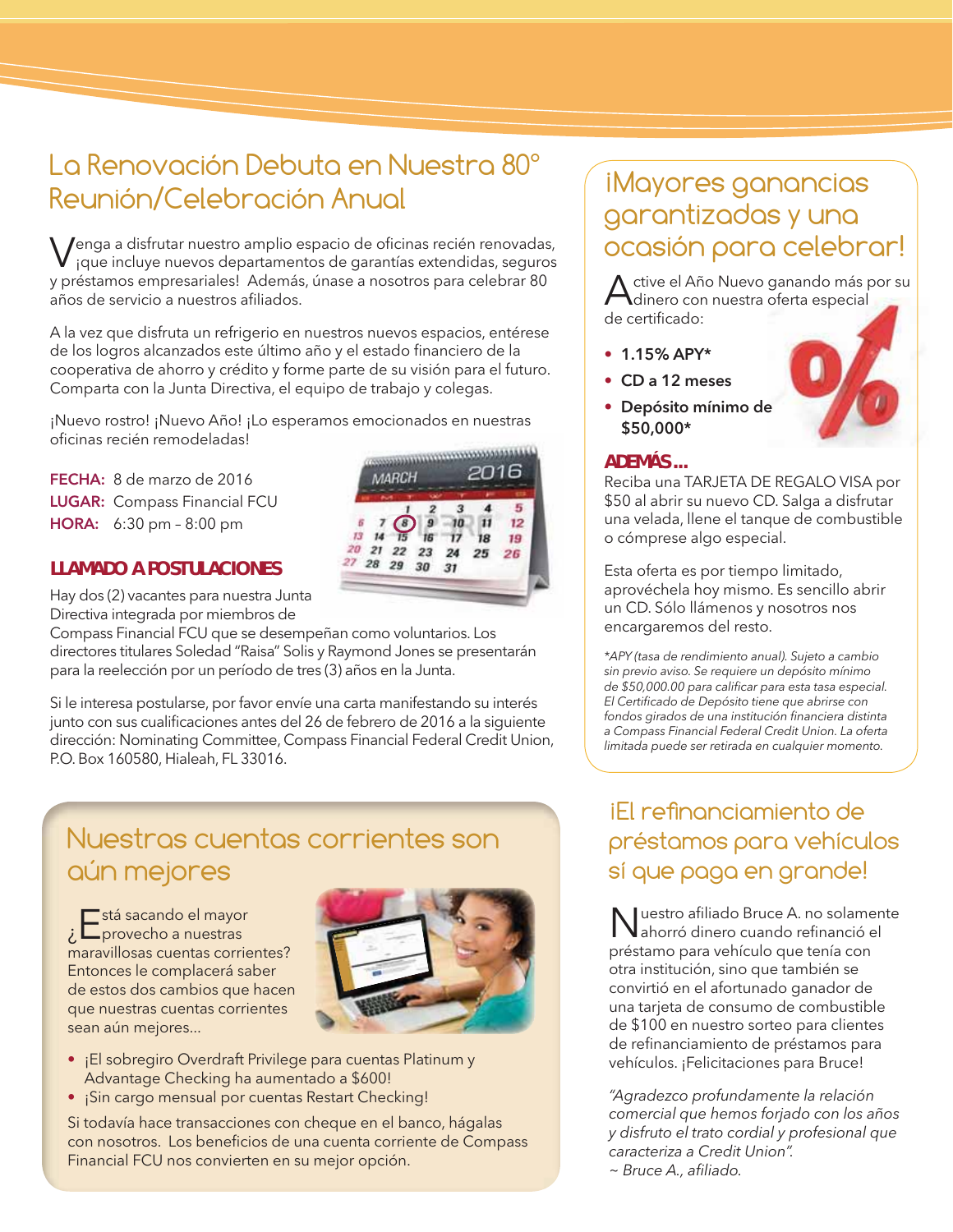## La Renovación Debuta en Nuestra 80° Reunión/Celebración Anual

Venga a disfrutar nuestro amplio espacio de oficinas recién renovadas, ¡que incluye nuevos departamentos de garantías extendidas, seguros y préstamos empresariales! Además, únase a nosotros para celebrar 80 años de servicio a nuestros afiliados.

A la vez que disfruta un refrigerio en nuestros nuevos espacios, entérese de los logros alcanzados este último año y el estado financiero de la cooperativa de ahorro y crédito y forme parte de su visión para el futuro. Comparta con la Junta Directiva, el equipo de trabajo y colegas.

¡Nuevo rostro! ¡Nuevo Año! ¡Lo esperamos emocionados en nuestras oficinas recién remodeladas!

**FECHA:** 8 de marzo de 2016
**LUGAR:** Compass Financial FCU
**HORA:** 6:30 pm – 8:00 pm

### LLAMADO A POSTULACIONES

Hay dos (2) vacantes para nuestra Junta Directiva integrada por miembros de Compass Financial FCU que se desempeñan como voluntarios. Los directores titulares Soledad "Raisa" Solis y Raymond Jones se presentarán para la reelección por un período de tres (3) años en la Junta.

Si le interesa postularse, por favor envíe una carta manifestando su interés junto con sus cualificaciones antes del 26 de febrero de 2016 a la siguiente dirección: Nominating Committee, Compass Financial Federal Credit Union, P.O. Box 160580, Hialeah, FL 33016.

## ¡Mayores ganancias garantizadas y una ocasión para celebrar!

Active el Año Nuevo ganando más por su dinero con nuestra oferta especial de certificado:

- **1.15% APY***
- **CD a 12 meses**
- **Depósito mínimo de $50,000***

### ADEMÁS...

Reciba una TARJETA DE REGALO VISA por $50 al abrir su nuevo CD. Salga a disfrutar una velada, llene el tanque de combustible o cómprese algo especial.

Esta oferta es por tiempo limitado, aprovéchela hoy mismo. Es sencillo abrir un CD. Sólo llámenos y nosotros nos encargaremos del resto.

*\*APY (tasa de rendimiento anual). Sujeto a cambio sin previo aviso. Se requiere un depósito mínimo de $50,000.00 para calificar para esta tasa especial. El Certificado de Depósito tiene que abrirse con fondos girados de una institución financiera distinta a Compass Financial Federal Credit Union. La oferta limitada puede ser retirada en cualquier momento.*

## Nuestras cuentas corrientes son aún mejores

¿Está sacando el mayor provecho a nuestras maravillosas cuentas corrientes? Entonces le complacerá saber de estos dos cambios que hacen que nuestras cuentas corrientes sean aún mejores...

- ¡El sobregiro Overdraft Privilege para cuentas Platinum y Advantage Checking ha aumentado a $600!
- ¡Sin cargo mensual por cuentas Restart Checking!

Si todavía hace transacciones con cheque en el banco, hágalas con nosotros. Los beneficios de una cuenta corriente de Compass Financial FCU nos convierten en su mejor opción.

## ¡El refinanciamiento de préstamos para vehículos sí que paga en grande!

Nuestro afiliado Bruce A. no solamente ahorró dinero cuando refinanció el préstamo para vehículo que tenía con otra institución, sino que también se convirtió en el afortunado ganador de una tarjeta de consumo de combustible de $100 en nuestro sorteo para clientes de refinanciamiento de préstamos para vehículos. ¡Felicitaciones para Bruce!

*"Agradezco profundamente la relación comercial que hemos forjado con los años y disfruto el trato cordial y profesional que caracteriza a Credit Union".*
*~ Bruce A., afiliado.*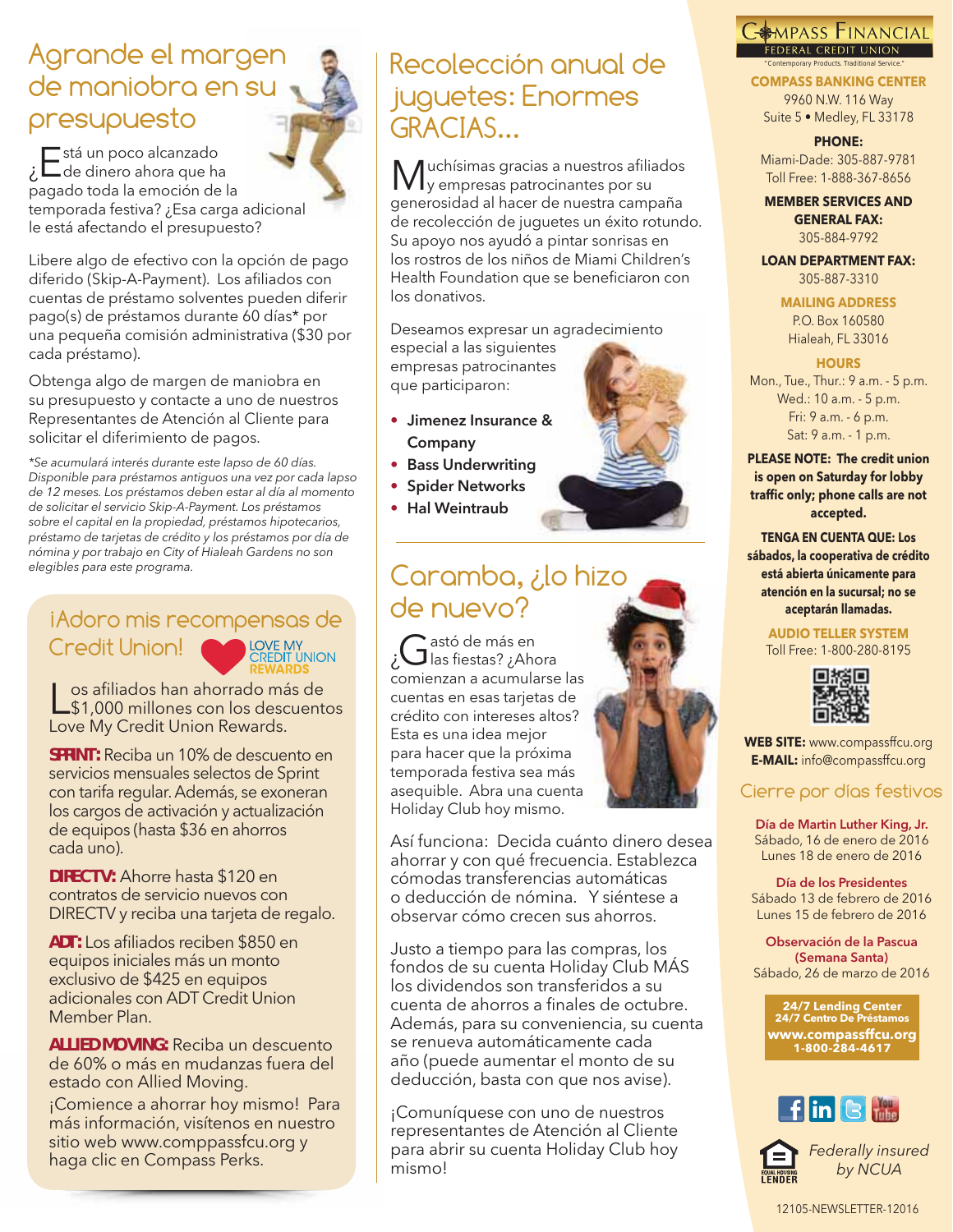## Agrande el margen de maniobra en su presupuesto

¿Está un poco alcanzado de dinero ahora que ha pagado toda la emoción de la temporada festiva? ¿Esa carga adicional le está afectando el presupuesto?

Libere algo de efectivo con la opción de pago diferido (Skip-A-Payment). Los afiliados con cuentas de préstamo solventes pueden diferir pago(s) de préstamos durante 60 días* por una pequeña comisión administrativa ($30 por cada préstamo).

Obtenga algo de margen de maniobra en su presupuesto y contacte a uno de nuestros Representantes de Atención al Cliente para solicitar el diferimiento de pagos.

*\*Se acumulará interés durante este lapso de 60 días. Disponible para préstamos antiguos una vez por cada lapso de 12 meses. Los préstamos deben estar al día al momento de solicitar el servicio Skip-A-Payment. Los préstamos sobre el capital en la propiedad, préstamos hipotecarios, préstamo de tarjetas de crédito y los préstamos por día de nómina y por trabajo en City of Hialeah Gardens no son elegibles para este programa.*

## ¡Adoro mis recompensas de Credit Union!

LOVE MY CREDIT UNION REWARDS

Los afiliados han ahorrado más de $1,000 millones con los descuentos Love My Credit Union Rewards.

**SPRINT:** Reciba un 10% de descuento en servicios mensuales selectos de Sprint con tarifa regular. Además, se exoneran los cargos de activación y actualización de equipos (hasta $36 en ahorros cada uno).

**DIRECTV:** Ahorre hasta $120 en contratos de servicio nuevos con DIRECTV y reciba una tarjeta de regalo.

**ADT:** Los afiliados reciben $850 en equipos iniciales más un monto exclusivo de $425 en equipos adicionales con ADT Credit Union Member Plan.

**ALLIED MOVING:** Reciba un descuento de 60% o más en mudanzas fuera del estado con Allied Moving.

¡Comience a ahorrar hoy mismo! Para más información, visítenos en nuestro sitio web www.comppassfcu.org y haga clic en Compass Perks.

## Recolección anual de juguetes: Enormes GRACIAS...

Muchísimas gracias a nuestros afiliados y empresas patrocinantes por su generosidad al hacer de nuestra campaña de recolección de juguetes un éxito rotundo. Su apoyo nos ayudó a pintar sonrisas en los rostros de los niños de Miami Children's Health Foundation que se beneficiaron con los donativos.

Deseamos expresar un agradecimiento especial a las siguientes empresas patrocinantes que participaron:

- **Jimenez Insurance & Company**
- **Bass Underwriting**
- **Spider Networks**
- **Hal Weintraub**

## Caramba, ¿lo hizo de nuevo?

¿Gastó de más en las fiestas? ¿Ahora comienzan a acumularse las cuentas en esas tarjetas de crédito con intereses altos? Esta es una idea mejor para hacer que la próxima temporada festiva sea más asequible. Abra una cuenta Holiday Club hoy mismo.

Así funciona: Decida cuánto dinero desea ahorrar y con qué frecuencia. Establezca cómodas transferencias automáticas o deducción de nómina. Y siéntese a observar cómo crecen sus ahorros.

Justo a tiempo para las compras, los fondos de su cuenta Holiday Club MÁS los dividendos son transferidos a su cuenta de ahorros a finales de octubre. Además, para su conveniencia, su cuenta se renueva automáticamente cada año (puede aumentar el monto de su deducción, basta con que nos avise).

¡Comuníquese con uno de nuestros representantes de Atención al Cliente para abrir su cuenta Holiday Club hoy mismo!

---

**COMPASS FINANCIAL FEDERAL CREDIT UNION**
"Contemporary Products. Traditional Service."

**COMPASS BANKING CENTER**
9960 N.W. 116 Way
Suite 5 • Medley, FL 33178

**PHONE:**
Miami-Dade: 305-887-9781
Toll Free: 1-888-367-8656

**MEMBER SERVICES AND GENERAL FAX:**
305-884-9792

**LOAN DEPARTMENT FAX:**
305-887-3310

**MAILING ADDRESS**
P.O. Box 160580
Hialeah, FL 33016

**HOURS**
Mon., Tue., Thur.: 9 a.m. - 5 p.m.
Wed.: 10 a.m. - 5 p.m.
Fri: 9 a.m. - 6 p.m.
Sat: 9 a.m. - 1 p.m.

**PLEASE NOTE: The credit union is open on Saturday for lobby traffic only; phone calls are not accepted.**

**TENGA EN CUENTA QUE: Los sábados, la cooperativa de crédito está abierta únicamente para atención en la sucursal; no se aceptarán llamadas.**

**AUDIO TELLER SYSTEM**
Toll Free: 1-800-280-8195

**WEB SITE:** www.compassffcu.org
**E-MAIL:** info@compassffcu.org

### Cierre por días festivos

**Día de Martin Luther King, Jr.**
Sábado, 16 de enero de 2016
Lunes 18 de enero de 2016

**Día de los Presidentes**
Sábado 13 de febrero de 2016
Lunes 15 de febrero de 2016

**Observación de la Pascua (Semana Santa)**
Sábado, 26 de marzo de 2016

**24/7 Lending Center**
**24/7 Centro De Préstamos**
**www.compassffcu.org**
**1-800-284-4617**

EQUAL HOUSING LENDER

*Federally insured by NCUA*

12105-NEWSLETTER-12016